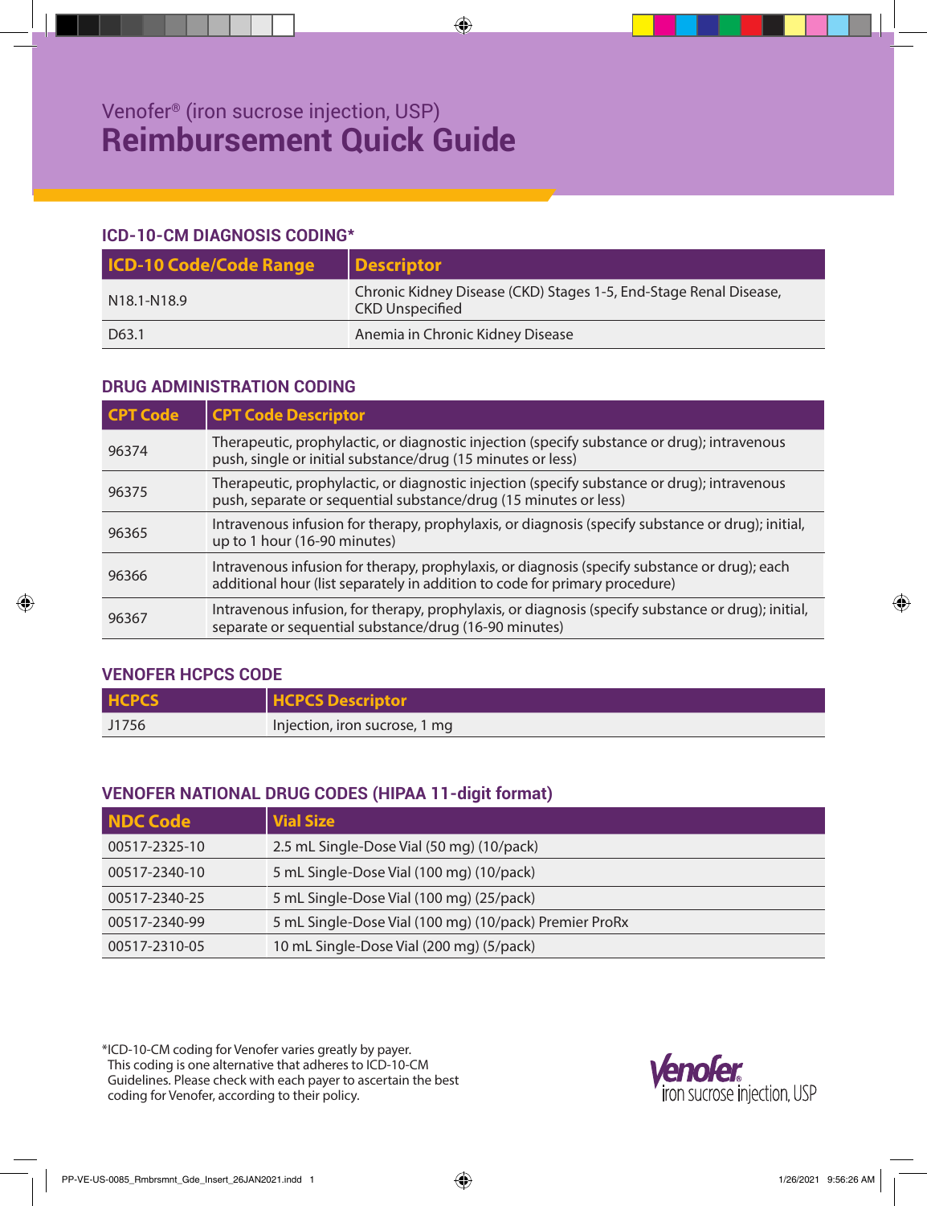Venofer® (iron sucrose injection, USP)

# Reimbursement Quick Guide

## ICD-10-CM DIAGNOSIS CODING*

| ICD-10 Code/Code Range | Descriptor |
|---|---|
| N18.1-N18.9 | Chronic Kidney Disease (CKD) Stages 1-5, End-Stage Renal Disease, CKD Unspecified |
| D63.1 | Anemia in Chronic Kidney Disease |

## DRUG ADMINISTRATION CODING

| CPT Code | CPT Code Descriptor |
|---|---|
| 96374 | Therapeutic, prophylactic, or diagnostic injection (specify substance or drug); intravenous push, single or initial substance/drug (15 minutes or less) |
| 96375 | Therapeutic, prophylactic, or diagnostic injection (specify substance or drug); intravenous push, separate or sequential substance/drug (15 minutes or less) |
| 96365 | Intravenous infusion for therapy, prophylaxis, or diagnosis (specify substance or drug); initial, up to 1 hour (16-90 minutes) |
| 96366 | Intravenous infusion for therapy, prophylaxis, or diagnosis (specify substance or drug); each additional hour (list separately in addition to code for primary procedure) |
| 96367 | Intravenous infusion, for therapy, prophylaxis, or diagnosis (specify substance or drug); initial, separate or sequential substance/drug (16-90 minutes) |

## VENOFER HCPCS CODE

| HCPCS | HCPCS Descriptor |
|---|---|
| J1756 | Injection, iron sucrose, 1 mg |

## VENOFER NATIONAL DRUG CODES (HIPAA 11-digit format)

| NDC Code | Vial Size |
|---|---|
| 00517-2325-10 | 2.5 mL Single-Dose Vial (50 mg) (10/pack) |
| 00517-2340-10 | 5 mL Single-Dose Vial (100 mg) (10/pack) |
| 00517-2340-25 | 5 mL Single-Dose Vial (100 mg) (25/pack) |
| 00517-2340-99 | 5 mL Single-Dose Vial (100 mg) (10/pack) Premier ProRx |
| 00517-2310-05 | 10 mL Single-Dose Vial (200 mg) (5/pack) |

*ICD-10-CM coding for Venofer varies greatly by payer. This coding is one alternative that adheres to ICD-10-CM Guidelines. Please check with each payer to ascertain the best coding for Venofer, according to their policy.

Venofer® iron sucrose injection, USP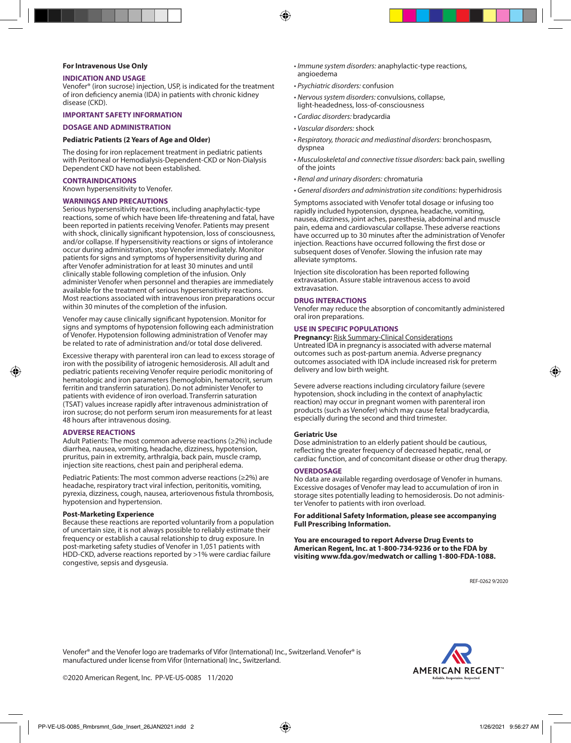**For Intravenous Use Only**

## INDICATION AND USAGE

Venofer® (iron sucrose) injection, USP, is indicated for the treatment of iron deficiency anemia (IDA) in patients with chronic kidney disease (CKD).

## IMPORTANT SAFETY INFORMATION

## DOSAGE AND ADMINISTRATION

**Pediatric Patients (2 Years of Age and Older)**

The dosing for iron replacement treatment in pediatric patients with Peritoneal or Hemodialysis-Dependent-CKD or Non-Dialysis Dependent CKD have not been established.

## CONTRAINDICATIONS

Known hypersensitivity to Venofer.

## WARNINGS AND PRECAUTIONS

Serious hypersensitivity reactions, including anaphylactic-type reactions, some of which have been life-threatening and fatal, have been reported in patients receiving Venofer. Patients may present with shock, clinically significant hypotension, loss of consciousness, and/or collapse. If hypersensitivity reactions or signs of intolerance occur during administration, stop Venofer immediately. Monitor patients for signs and symptoms of hypersensitivity during and after Venofer administration for at least 30 minutes and until clinically stable following completion of the infusion. Only administer Venofer when personnel and therapies are immediately available for the treatment of serious hypersensitivity reactions. Most reactions associated with intravenous iron preparations occur within 30 minutes of the completion of the infusion.

Venofer may cause clinically significant hypotension. Monitor for signs and symptoms of hypotension following each administration of Venofer. Hypotension following administration of Venofer may be related to rate of administration and/or total dose delivered.

Excessive therapy with parenteral iron can lead to excess storage of iron with the possibility of iatrogenic hemosiderosis. All adult and pediatric patients receiving Venofer require periodic monitoring of hematologic and iron parameters (hemoglobin, hematocrit, serum ferritin and transferrin saturation). Do not administer Venofer to patients with evidence of iron overload. Transferrin saturation (TSAT) values increase rapidly after intravenous administration of iron sucrose; do not perform serum iron measurements for at least 48 hours after intravenous dosing.

## ADVERSE REACTIONS

Adult Patients: The most common adverse reactions (≥2%) include diarrhea, nausea, vomiting, headache, dizziness, hypotension, pruritus, pain in extremity, arthralgia, back pain, muscle cramp, injection site reactions, chest pain and peripheral edema.

Pediatric Patients: The most common adverse reactions (≥2%) are headache, respiratory tract viral infection, peritonitis, vomiting, pyrexia, dizziness, cough, nausea, arteriovenous fistula thrombosis, hypotension and hypertension.

**Post-Marketing Experience**

Because these reactions are reported voluntarily from a population of uncertain size, it is not always possible to reliably estimate their frequency or establish a causal relationship to drug exposure. In post-marketing safety studies of Venofer in 1,051 patients with HDD-CKD, adverse reactions reported by >1% were cardiac failure congestive, sepsis and dysgeusia.

- *Immune system disorders:* anaphylactic-type reactions, angioedema
- *Psychiatric disorders:* confusion
- *Nervous system disorders:* convulsions, collapse, light-headedness, loss-of-consciousness
- *Cardiac disorders:* bradycardia
- *Vascular disorders:* shock
- *Respiratory, thoracic and mediastinal disorders:* bronchospasm, dyspnea
- *Musculoskeletal and connective tissue disorders:* back pain, swelling of the joints
- *Renal and urinary disorders:* chromaturia
- *General disorders and administration site conditions:* hyperhidrosis

Symptoms associated with Venofer total dosage or infusing too rapidly included hypotension, dyspnea, headache, vomiting, nausea, dizziness, joint aches, paresthesia, abdominal and muscle pain, edema and cardiovascular collapse. These adverse reactions have occurred up to 30 minutes after the administration of Venofer injection. Reactions have occurred following the first dose or subsequent doses of Venofer. Slowing the infusion rate may alleviate symptoms.

Injection site discoloration has been reported following extravasation. Assure stable intravenous access to avoid extravasation.

## DRUG INTERACTIONS

Venofer may reduce the absorption of concomitantly administered oral iron preparations.

## USE IN SPECIFIC POPULATIONS

**Pregnancy:** Risk Summary-Clinical Considerations

Untreated IDA in pregnancy is associated with adverse maternal outcomes such as post-partum anemia. Adverse pregnancy outcomes associated with IDA include increased risk for preterm delivery and low birth weight.

Severe adverse reactions including circulatory failure (severe hypotension, shock including in the context of anaphylactic reaction) may occur in pregnant women with parenteral iron products (such as Venofer) which may cause fetal bradycardia, especially during the second and third trimester.

**Geriatric Use**

Dose administration to an elderly patient should be cautious, reflecting the greater frequency of decreased hepatic, renal, or cardiac function, and of concomitant disease or other drug therapy.

## OVERDOSAGE

No data are available regarding overdosage of Venofer in humans. Excessive dosages of Venofer may lead to accumulation of iron in storage sites potentially leading to hemosiderosis. Do not administer Venofer to patients with iron overload.

**For additional Safety Information, please see accompanying Full Prescribing Information.**

**You are encouraged to report Adverse Drug Events to American Regent, Inc. at 1-800-734-9236 or to the FDA by visiting www.fda.gov/medwatch or calling 1-800-FDA-1088.**

REF-0262 9/2020

Venofer® and the Venofer logo are trademarks of Vifor (International) Inc., Switzerland. Venofer® is manufactured under license from Vifor (International) Inc., Switzerland.

©2020 American Regent, Inc. PP-VE-US-0085 11/2020

AMERICAN REGENT™
Reliable. Responsive. Respected.